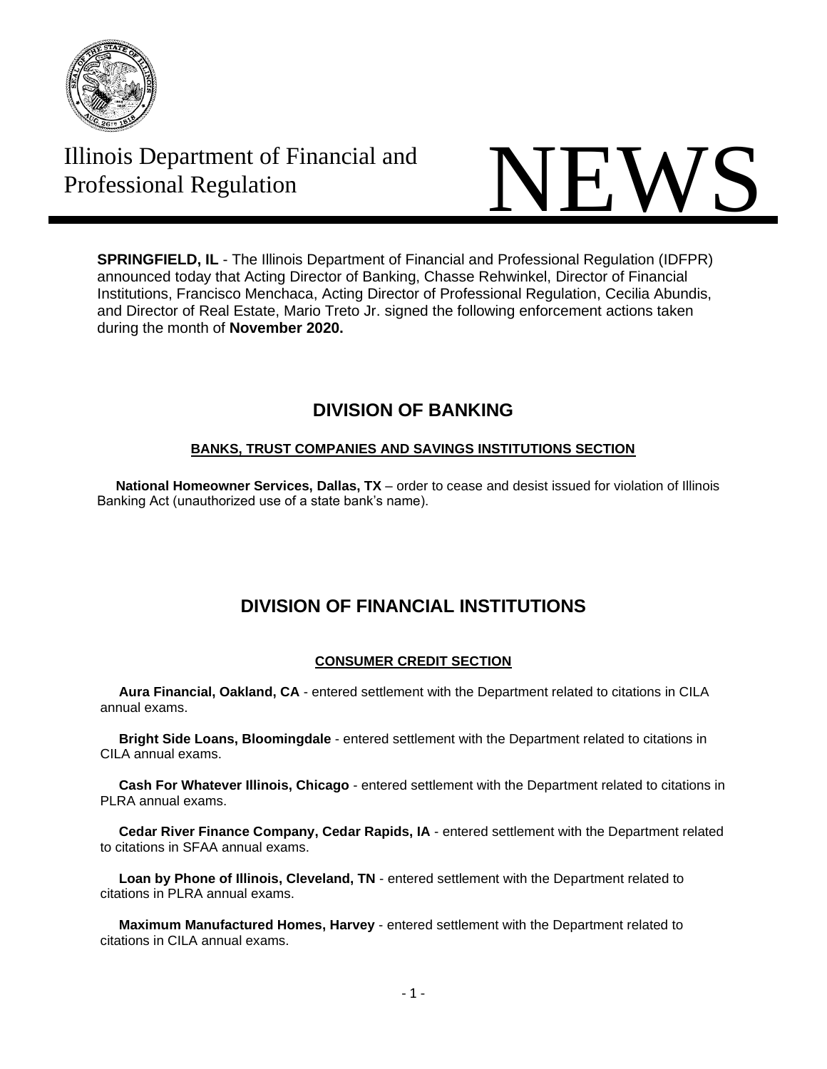Illinois Department of Financial and Professional Regulation

# NEWS

**SPRINGFIELD, IL** - The Illinois Department of Financial and Professional Regulation (IDFPR) announced today that Acting Director of Banking, Chasse Rehwinkel, Director of Financial Institutions, Francisco Menchaca, Acting Director of Professional Regulation, Cecilia Abundis, and Director of Real Estate, Mario Treto Jr. signed the following enforcement actions taken during the month of **November 2020.**

## DIVISION OF BANKING

### BANKS, TRUST COMPANIES AND SAVINGS INSTITUTIONS SECTION

**National Homeowner Services, Dallas, TX** – order to cease and desist issued for violation of Illinois Banking Act (unauthorized use of a state bank's name).

## DIVISION OF FINANCIAL INSTITUTIONS

### CONSUMER CREDIT SECTION

**Aura Financial, Oakland, CA** - entered settlement with the Department related to citations in CILA annual exams.

**Bright Side Loans, Bloomingdale** - entered settlement with the Department related to citations in CILA annual exams.

**Cash For Whatever Illinois, Chicago** - entered settlement with the Department related to citations in PLRA annual exams.

**Cedar River Finance Company, Cedar Rapids, IA** - entered settlement with the Department related to citations in SFAA annual exams.

**Loan by Phone of Illinois, Cleveland, TN** - entered settlement with the Department related to citations in PLRA annual exams.

**Maximum Manufactured Homes, Harvey** - entered settlement with the Department related to citations in CILA annual exams.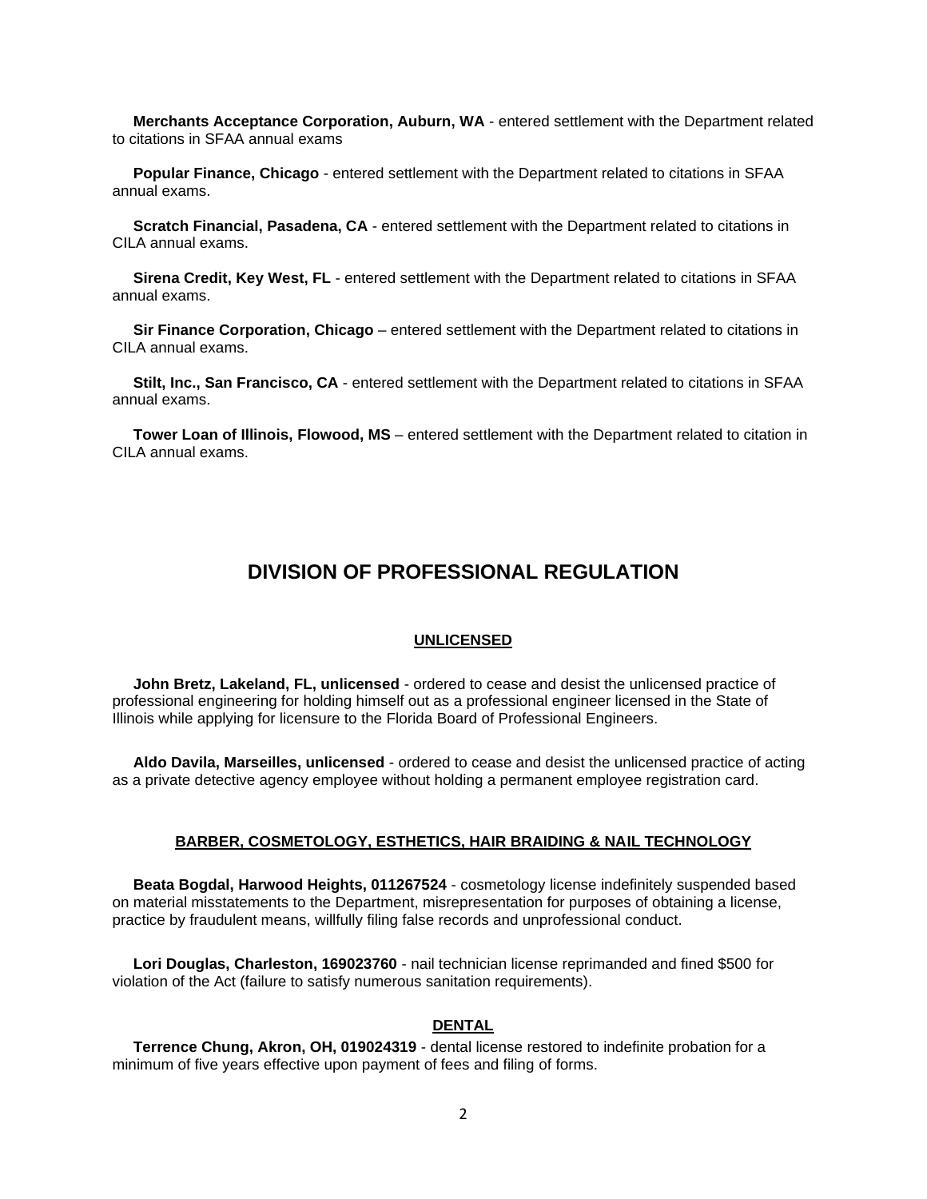**Merchants Acceptance Corporation, Auburn, WA** - entered settlement with the Department related to citations in SFAA annual exams

**Popular Finance, Chicago** - entered settlement with the Department related to citations in SFAA annual exams.

**Scratch Financial, Pasadena, CA** - entered settlement with the Department related to citations in CILA annual exams.

**Sirena Credit, Key West, FL** - entered settlement with the Department related to citations in SFAA annual exams.

**Sir Finance Corporation, Chicago** – entered settlement with the Department related to citations in CILA annual exams.

**Stilt, Inc., San Francisco, CA** - entered settlement with the Department related to citations in SFAA annual exams.

**Tower Loan of Illinois, Flowood, MS** – entered settlement with the Department related to citation in CILA annual exams.

# DIVISION OF PROFESSIONAL REGULATION

## UNLICENSED

**John Bretz, Lakeland, FL, unlicensed** - ordered to cease and desist the unlicensed practice of professional engineering for holding himself out as a professional engineer licensed in the State of Illinois while applying for licensure to the Florida Board of Professional Engineers.

**Aldo Davila, Marseilles, unlicensed** - ordered to cease and desist the unlicensed practice of acting as a private detective agency employee without holding a permanent employee registration card.

## BARBER, COSMETOLOGY, ESTHETICS, HAIR BRAIDING & NAIL TECHNOLOGY

**Beata Bogdal, Harwood Heights, 011267524** - cosmetology license indefinitely suspended based on material misstatements to the Department, misrepresentation for purposes of obtaining a license, practice by fraudulent means, willfully filing false records and unprofessional conduct.

**Lori Douglas, Charleston, 169023760** - nail technician license reprimanded and fined $500 for violation of the Act (failure to satisfy numerous sanitation requirements).

## DENTAL

**Terrence Chung, Akron, OH, 019024319** - dental license restored to indefinite probation for a minimum of five years effective upon payment of fees and filing of forms.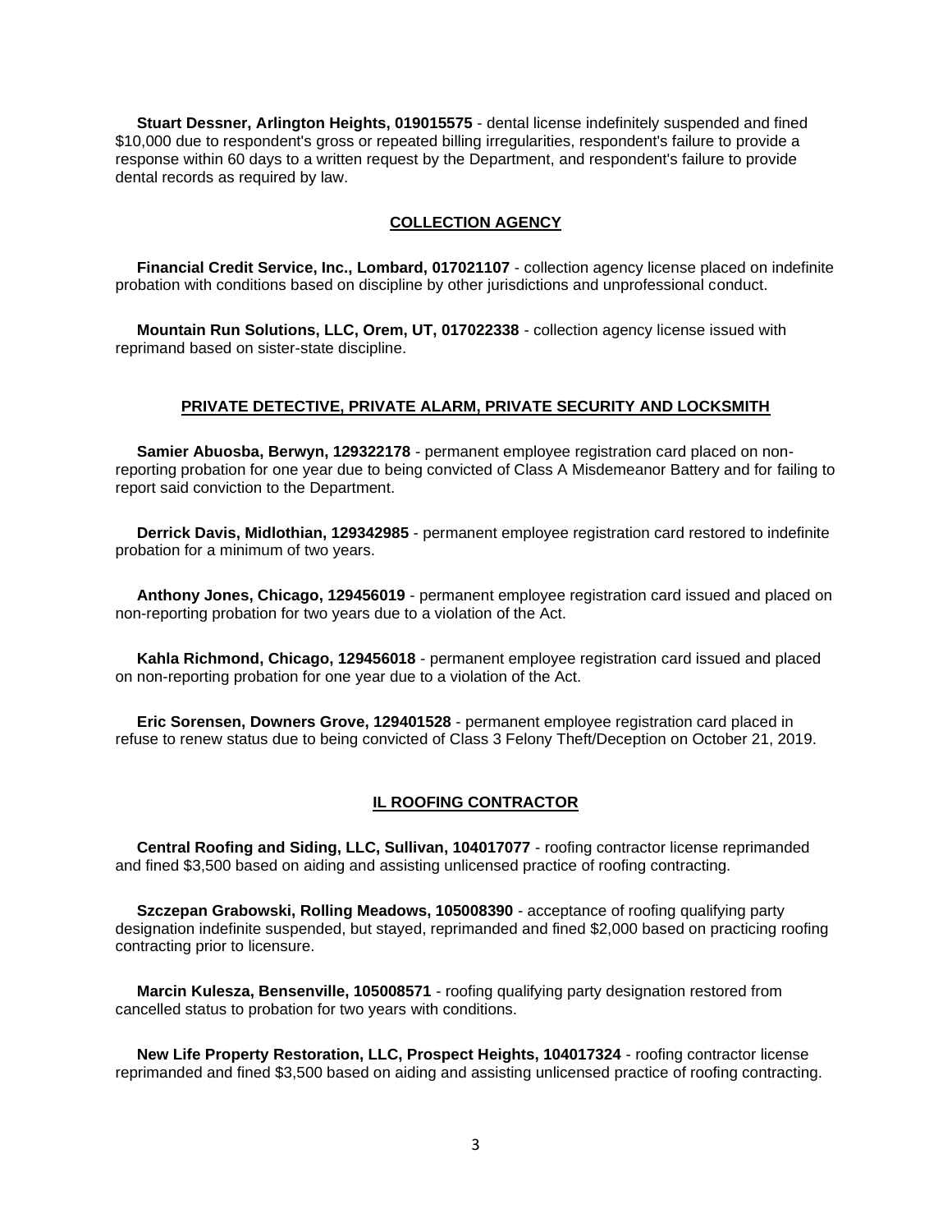**Stuart Dessner, Arlington Heights, 019015575** - dental license indefinitely suspended and fined $10,000 due to respondent's gross or repeated billing irregularities, respondent's failure to provide a response within 60 days to a written request by the Department, and respondent's failure to provide dental records as required by law.

## COLLECTION AGENCY

**Financial Credit Service, Inc., Lombard, 017021107** - collection agency license placed on indefinite probation with conditions based on discipline by other jurisdictions and unprofessional conduct.

**Mountain Run Solutions, LLC, Orem, UT, 017022338** - collection agency license issued with reprimand based on sister-state discipline.

## PRIVATE DETECTIVE, PRIVATE ALARM, PRIVATE SECURITY AND LOCKSMITH

**Samier Abuosba, Berwyn, 129322178** - permanent employee registration card placed on non-reporting probation for one year due to being convicted of Class A Misdemeanor Battery and for failing to report said conviction to the Department.

**Derrick Davis, Midlothian, 129342985** - permanent employee registration card restored to indefinite probation for a minimum of two years.

**Anthony Jones, Chicago, 129456019** - permanent employee registration card issued and placed on non-reporting probation for two years due to a violation of the Act.

**Kahla Richmond, Chicago, 129456018** - permanent employee registration card issued and placed on non-reporting probation for one year due to a violation of the Act.

**Eric Sorensen, Downers Grove, 129401528** - permanent employee registration card placed in refuse to renew status due to being convicted of Class 3 Felony Theft/Deception on October 21, 2019.

## IL ROOFING CONTRACTOR

**Central Roofing and Siding, LLC, Sullivan, 104017077** - roofing contractor license reprimanded and fined $3,500 based on aiding and assisting unlicensed practice of roofing contracting.

**Szczepan Grabowski, Rolling Meadows, 105008390** - acceptance of roofing qualifying party designation indefinite suspended, but stayed, reprimanded and fined $2,000 based on practicing roofing contracting prior to licensure.

**Marcin Kulesza, Bensenville, 105008571** - roofing qualifying party designation restored from cancelled status to probation for two years with conditions.

**New Life Property Restoration, LLC, Prospect Heights, 104017324** - roofing contractor license reprimanded and fined $3,500 based on aiding and assisting unlicensed practice of roofing contracting.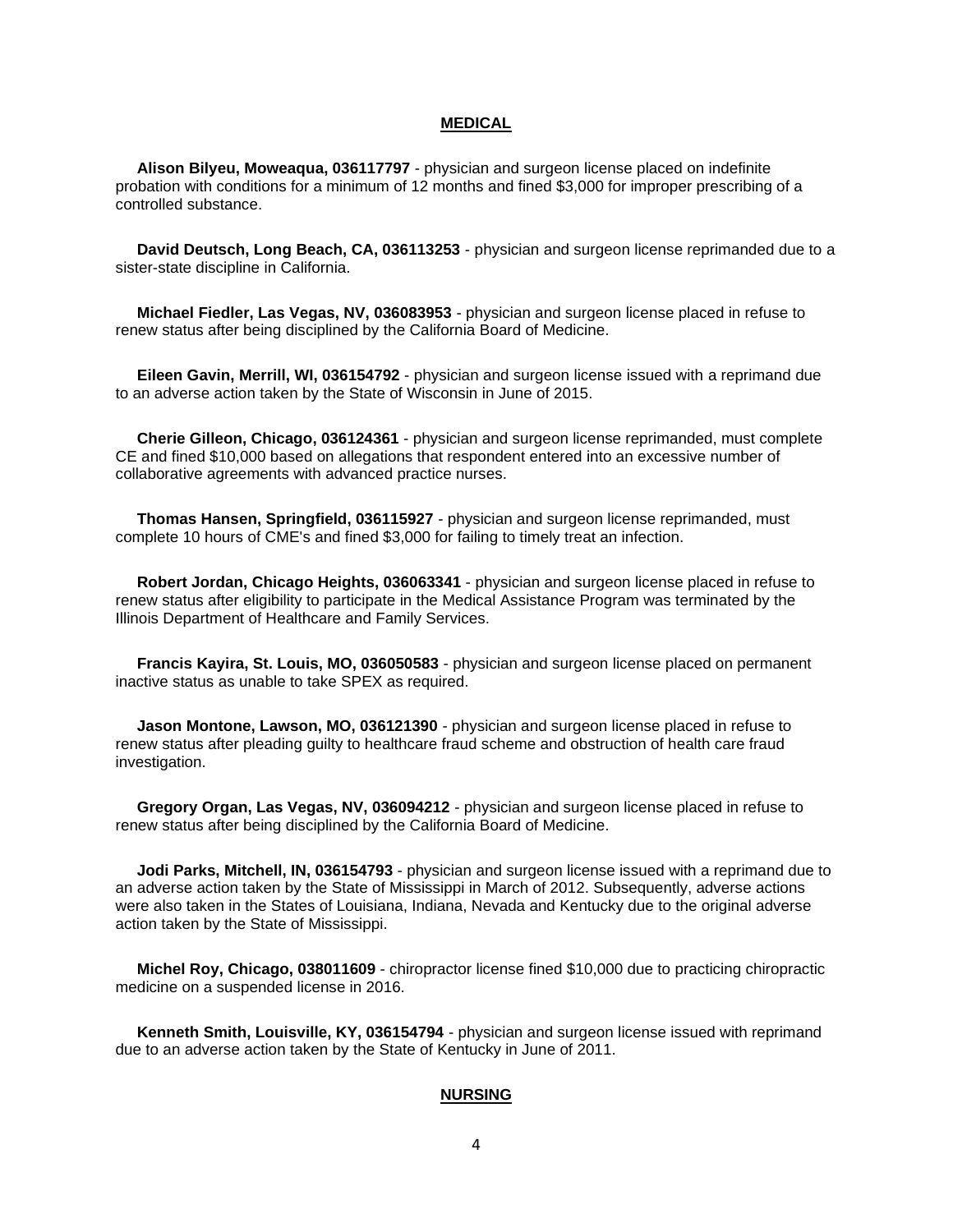## MEDICAL

**Alison Bilyeu, Moweaqua, 036117797** - physician and surgeon license placed on indefinite probation with conditions for a minimum of 12 months and fined $3,000 for improper prescribing of a controlled substance.

**David Deutsch, Long Beach, CA, 036113253** - physician and surgeon license reprimanded due to a sister-state discipline in California.

**Michael Fiedler, Las Vegas, NV, 036083953** - physician and surgeon license placed in refuse to renew status after being disciplined by the California Board of Medicine.

**Eileen Gavin, Merrill, WI, 036154792** - physician and surgeon license issued with a reprimand due to an adverse action taken by the State of Wisconsin in June of 2015.

**Cherie Gilleon, Chicago, 036124361** - physician and surgeon license reprimanded, must complete CE and fined $10,000 based on allegations that respondent entered into an excessive number of collaborative agreements with advanced practice nurses.

**Thomas Hansen, Springfield, 036115927** - physician and surgeon license reprimanded, must complete 10 hours of CME's and fined $3,000 for failing to timely treat an infection.

**Robert Jordan, Chicago Heights, 036063341** - physician and surgeon license placed in refuse to renew status after eligibility to participate in the Medical Assistance Program was terminated by the Illinois Department of Healthcare and Family Services.

**Francis Kayira, St. Louis, MO, 036050583** - physician and surgeon license placed on permanent inactive status as unable to take SPEX as required.

**Jason Montone, Lawson, MO, 036121390** - physician and surgeon license placed in refuse to renew status after pleading guilty to healthcare fraud scheme and obstruction of health care fraud investigation.

**Gregory Organ, Las Vegas, NV, 036094212** - physician and surgeon license placed in refuse to renew status after being disciplined by the California Board of Medicine.

**Jodi Parks, Mitchell, IN, 036154793** - physician and surgeon license issued with a reprimand due to an adverse action taken by the State of Mississippi in March of 2012. Subsequently, adverse actions were also taken in the States of Louisiana, Indiana, Nevada and Kentucky due to the original adverse action taken by the State of Mississippi.

**Michel Roy, Chicago, 038011609** - chiropractor license fined $10,000 due to practicing chiropractic medicine on a suspended license in 2016.

**Kenneth Smith, Louisville, KY, 036154794** - physician and surgeon license issued with reprimand due to an adverse action taken by the State of Kentucky in June of 2011.

## NURSING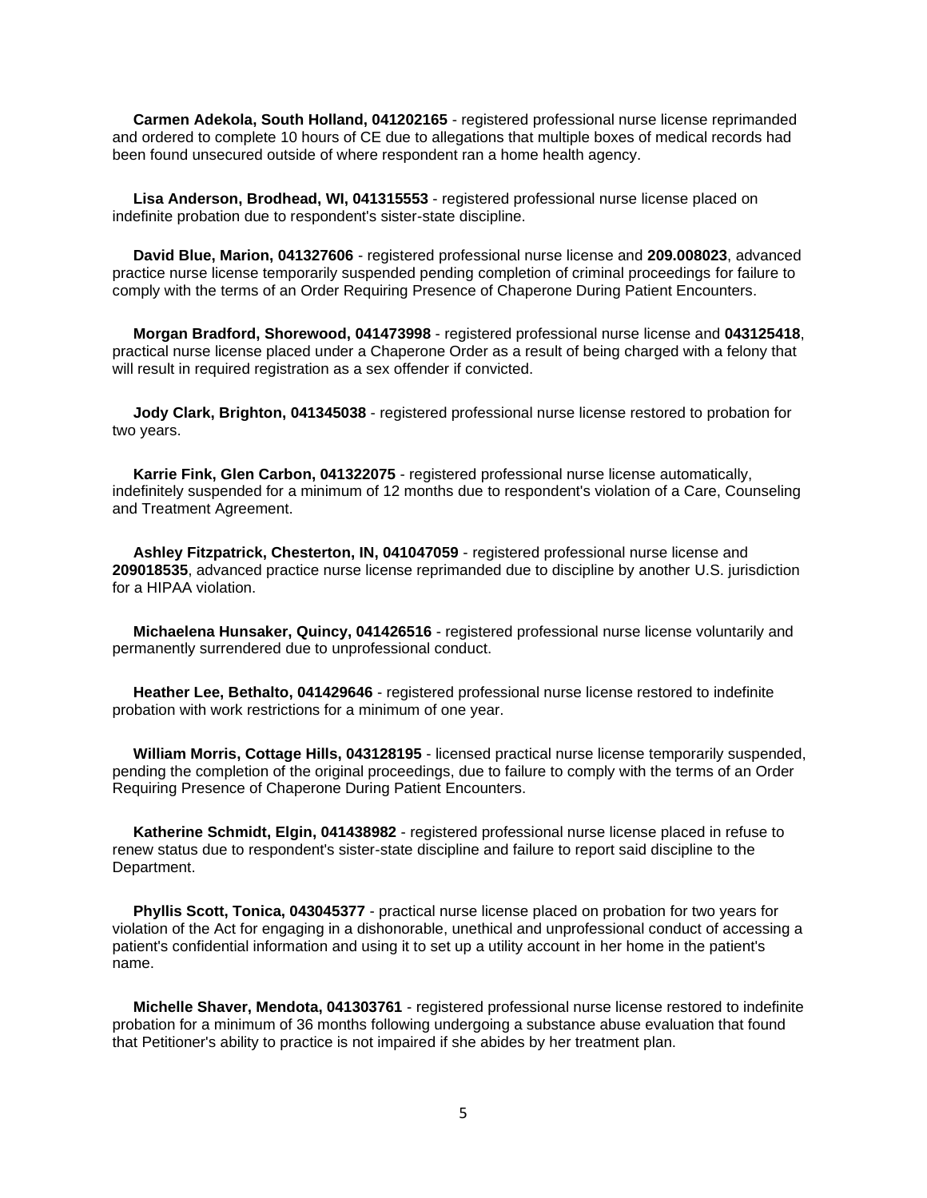**Carmen Adekola, South Holland, 041202165** - registered professional nurse license reprimanded and ordered to complete 10 hours of CE due to allegations that multiple boxes of medical records had been found unsecured outside of where respondent ran a home health agency.

**Lisa Anderson, Brodhead, WI, 041315553** - registered professional nurse license placed on indefinite probation due to respondent's sister-state discipline.

**David Blue, Marion, 041327606** - registered professional nurse license and **209.008023**, advanced practice nurse license temporarily suspended pending completion of criminal proceedings for failure to comply with the terms of an Order Requiring Presence of Chaperone During Patient Encounters.

**Morgan Bradford, Shorewood, 041473998** - registered professional nurse license and **043125418**, practical nurse license placed under a Chaperone Order as a result of being charged with a felony that will result in required registration as a sex offender if convicted.

**Jody Clark, Brighton, 041345038** - registered professional nurse license restored to probation for two years.

**Karrie Fink, Glen Carbon, 041322075** - registered professional nurse license automatically, indefinitely suspended for a minimum of 12 months due to respondent's violation of a Care, Counseling and Treatment Agreement.

**Ashley Fitzpatrick, Chesterton, IN, 041047059** - registered professional nurse license and **209018535**, advanced practice nurse license reprimanded due to discipline by another U.S. jurisdiction for a HIPAA violation.

**Michaelena Hunsaker, Quincy, 041426516** - registered professional nurse license voluntarily and permanently surrendered due to unprofessional conduct.

**Heather Lee, Bethalto, 041429646** - registered professional nurse license restored to indefinite probation with work restrictions for a minimum of one year.

**William Morris, Cottage Hills, 043128195** - licensed practical nurse license temporarily suspended, pending the completion of the original proceedings, due to failure to comply with the terms of an Order Requiring Presence of Chaperone During Patient Encounters.

**Katherine Schmidt, Elgin, 041438982** - registered professional nurse license placed in refuse to renew status due to respondent's sister-state discipline and failure to report said discipline to the Department.

**Phyllis Scott, Tonica, 043045377** - practical nurse license placed on probation for two years for violation of the Act for engaging in a dishonorable, unethical and unprofessional conduct of accessing a patient's confidential information and using it to set up a utility account in her home in the patient's name.

**Michelle Shaver, Mendota, 041303761** - registered professional nurse license restored to indefinite probation for a minimum of 36 months following undergoing a substance abuse evaluation that found that Petitioner's ability to practice is not impaired if she abides by her treatment plan.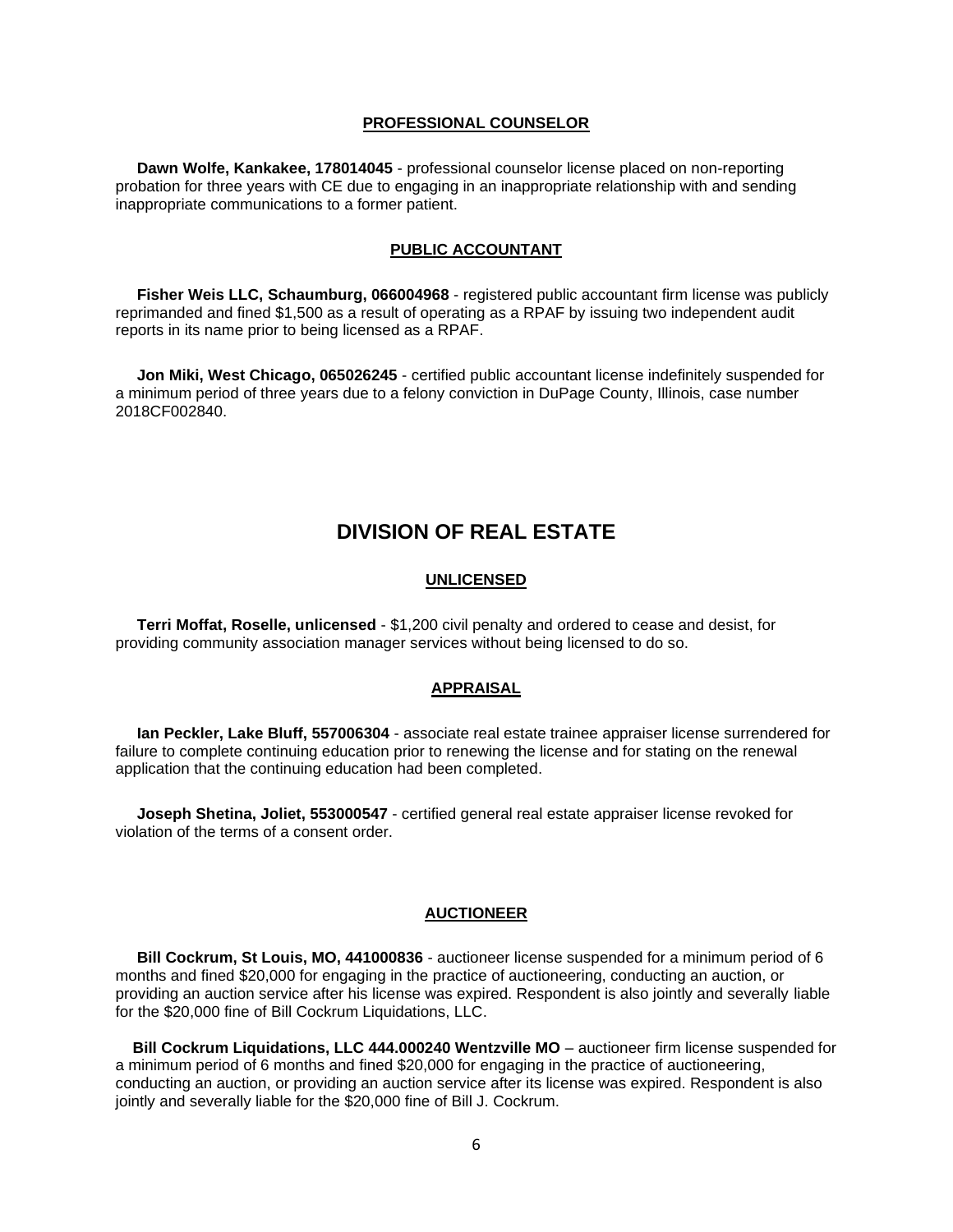### PROFESSIONAL COUNSELOR

**Dawn Wolfe, Kankakee, 178014045** - professional counselor license placed on non-reporting probation for three years with CE due to engaging in an inappropriate relationship with and sending inappropriate communications to a former patient.

### PUBLIC ACCOUNTANT

**Fisher Weis LLC, Schaumburg, 066004968** - registered public accountant firm license was publicly reprimanded and fined $1,500 as a result of operating as a RPAF by issuing two independent audit reports in its name prior to being licensed as a RPAF.

**Jon Miki, West Chicago, 065026245** - certified public accountant license indefinitely suspended for a minimum period of three years due to a felony conviction in DuPage County, Illinois, case number 2018CF002840.

## DIVISION OF REAL ESTATE

### UNLICENSED

**Terri Moffat, Roselle, unlicensed** - $1,200 civil penalty and ordered to cease and desist, for providing community association manager services without being licensed to do so.

### APPRAISAL

**Ian Peckler, Lake Bluff, 557006304** - associate real estate trainee appraiser license surrendered for failure to complete continuing education prior to renewing the license and for stating on the renewal application that the continuing education had been completed.

**Joseph Shetina, Joliet, 553000547** - certified general real estate appraiser license revoked for violation of the terms of a consent order.

### AUCTIONEER

**Bill Cockrum, St Louis, MO, 441000836** - auctioneer license suspended for a minimum period of 6 months and fined $20,000 for engaging in the practice of auctioneering, conducting an auction, or providing an auction service after his license was expired. Respondent is also jointly and severally liable for the $20,000 fine of Bill Cockrum Liquidations, LLC.

**Bill Cockrum Liquidations, LLC 444.000240 Wentzville MO** – auctioneer firm license suspended for a minimum period of 6 months and fined $20,000 for engaging in the practice of auctioneering, conducting an auction, or providing an auction service after its license was expired. Respondent is also jointly and severally liable for the $20,000 fine of Bill J. Cockrum.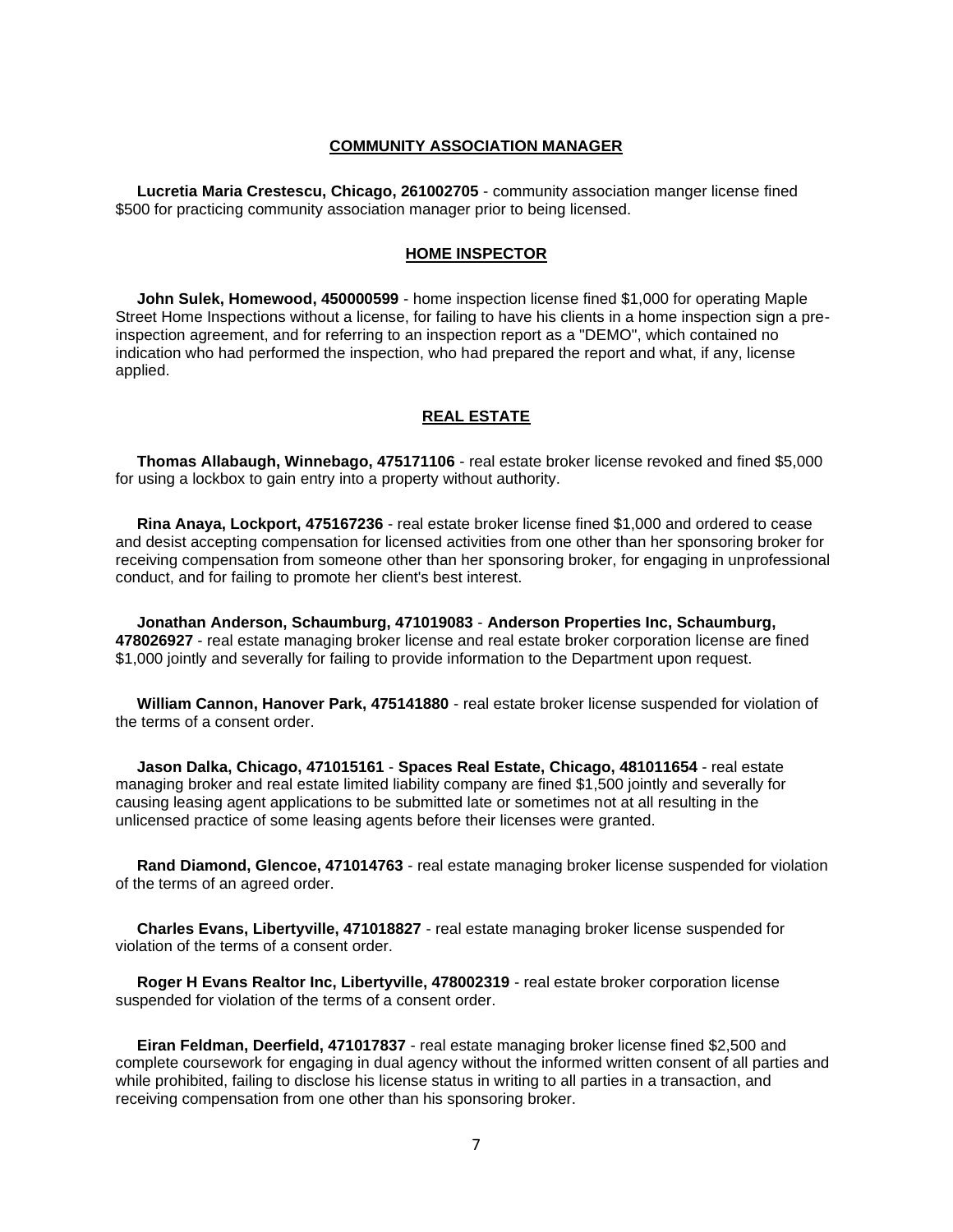## COMMUNITY ASSOCIATION MANAGER

**Lucretia Maria Crestescu, Chicago, 261002705** - community association manger license fined $500 for practicing community association manager prior to being licensed.

## HOME INSPECTOR

**John Sulek, Homewood, 450000599** - home inspection license fined $1,000 for operating Maple Street Home Inspections without a license, for failing to have his clients in a home inspection sign a pre-inspection agreement, and for referring to an inspection report as a "DEMO", which contained no indication who had performed the inspection, who had prepared the report and what, if any, license applied.

## REAL ESTATE

**Thomas Allabaugh, Winnebago, 475171106** - real estate broker license revoked and fined $5,000 for using a lockbox to gain entry into a property without authority.

**Rina Anaya, Lockport, 475167236** - real estate broker license fined $1,000 and ordered to cease and desist accepting compensation for licensed activities from one other than her sponsoring broker for receiving compensation from someone other than her sponsoring broker, for engaging in unprofessional conduct, and for failing to promote her client's best interest.

**Jonathan Anderson, Schaumburg, 471019083** - **Anderson Properties Inc, Schaumburg, 478026927** - real estate managing broker license and real estate broker corporation license are fined $1,000 jointly and severally for failing to provide information to the Department upon request.

**William Cannon, Hanover Park, 475141880** - real estate broker license suspended for violation of the terms of a consent order.

**Jason Dalka, Chicago, 471015161** - **Spaces Real Estate, Chicago, 481011654** - real estate managing broker and real estate limited liability company are fined $1,500 jointly and severally for causing leasing agent applications to be submitted late or sometimes not at all resulting in the unlicensed practice of some leasing agents before their licenses were granted.

**Rand Diamond, Glencoe, 471014763** - real estate managing broker license suspended for violation of the terms of an agreed order.

**Charles Evans, Libertyville, 471018827** - real estate managing broker license suspended for violation of the terms of a consent order.

**Roger H Evans Realtor Inc, Libertyville, 478002319** - real estate broker corporation license suspended for violation of the terms of a consent order.

**Eiran Feldman, Deerfield, 471017837** - real estate managing broker license fined $2,500 and complete coursework for engaging in dual agency without the informed written consent of all parties and while prohibited, failing to disclose his license status in writing to all parties in a transaction, and receiving compensation from one other than his sponsoring broker.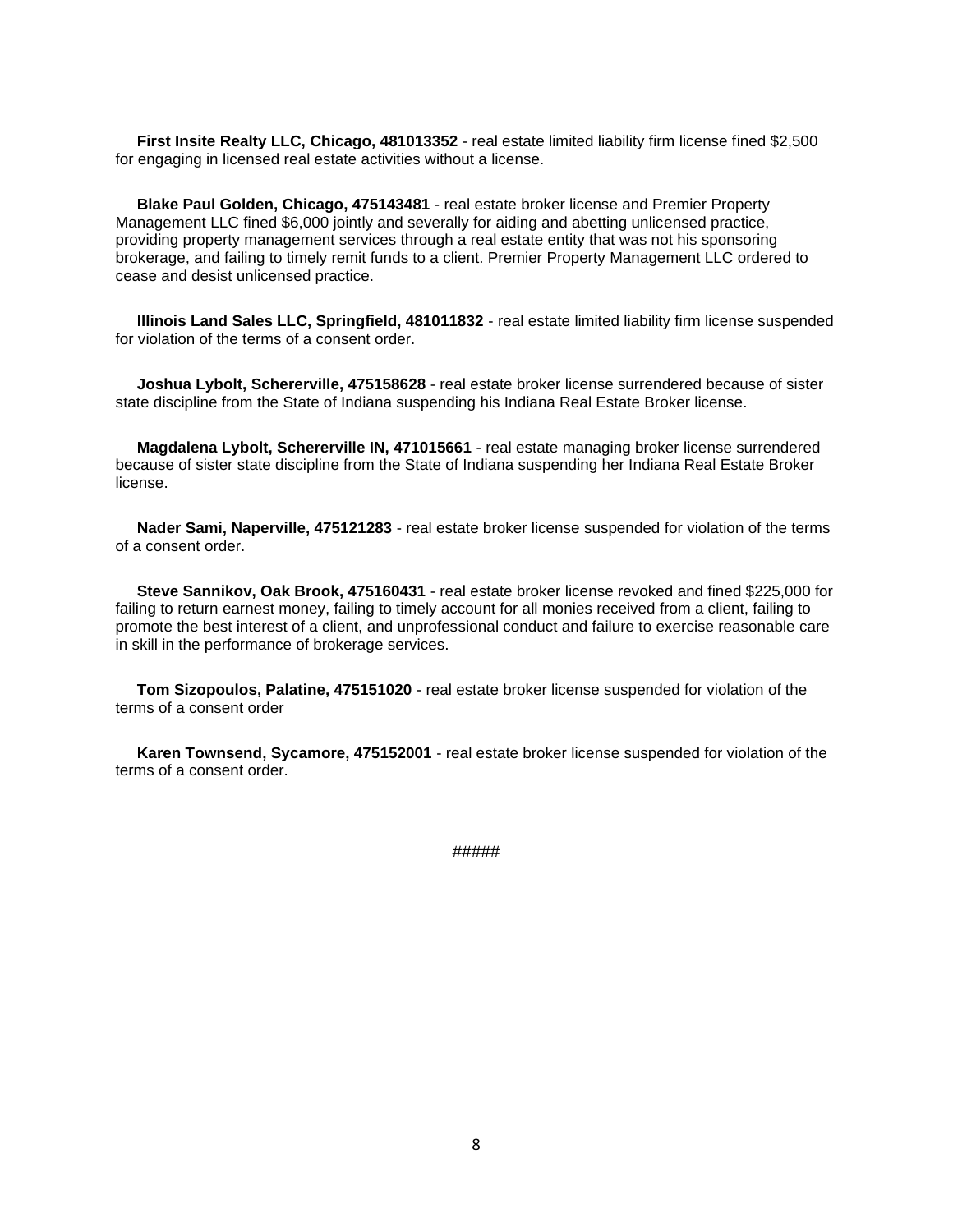**First Insite Realty LLC, Chicago, 481013352** - real estate limited liability firm license fined $2,500 for engaging in licensed real estate activities without a license.

**Blake Paul Golden, Chicago, 475143481** - real estate broker license and Premier Property Management LLC fined $6,000 jointly and severally for aiding and abetting unlicensed practice, providing property management services through a real estate entity that was not his sponsoring brokerage, and failing to timely remit funds to a client. Premier Property Management LLC ordered to cease and desist unlicensed practice.

**Illinois Land Sales LLC, Springfield, 481011832** - real estate limited liability firm license suspended for violation of the terms of a consent order.

**Joshua Lybolt, Schererville, 475158628** - real estate broker license surrendered because of sister state discipline from the State of Indiana suspending his Indiana Real Estate Broker license.

**Magdalena Lybolt, Schererville IN, 471015661** - real estate managing broker license surrendered because of sister state discipline from the State of Indiana suspending her Indiana Real Estate Broker license.

**Nader Sami, Naperville, 475121283** - real estate broker license suspended for violation of the terms of a consent order.

**Steve Sannikov, Oak Brook, 475160431** - real estate broker license revoked and fined $225,000 for failing to return earnest money, failing to timely account for all monies received from a client, failing to promote the best interest of a client, and unprofessional conduct and failure to exercise reasonable care in skill in the performance of brokerage services.

**Tom Sizopoulos, Palatine, 475151020** - real estate broker license suspended for violation of the terms of a consent order

**Karen Townsend, Sycamore, 475152001** - real estate broker license suspended for violation of the terms of a consent order.

#####